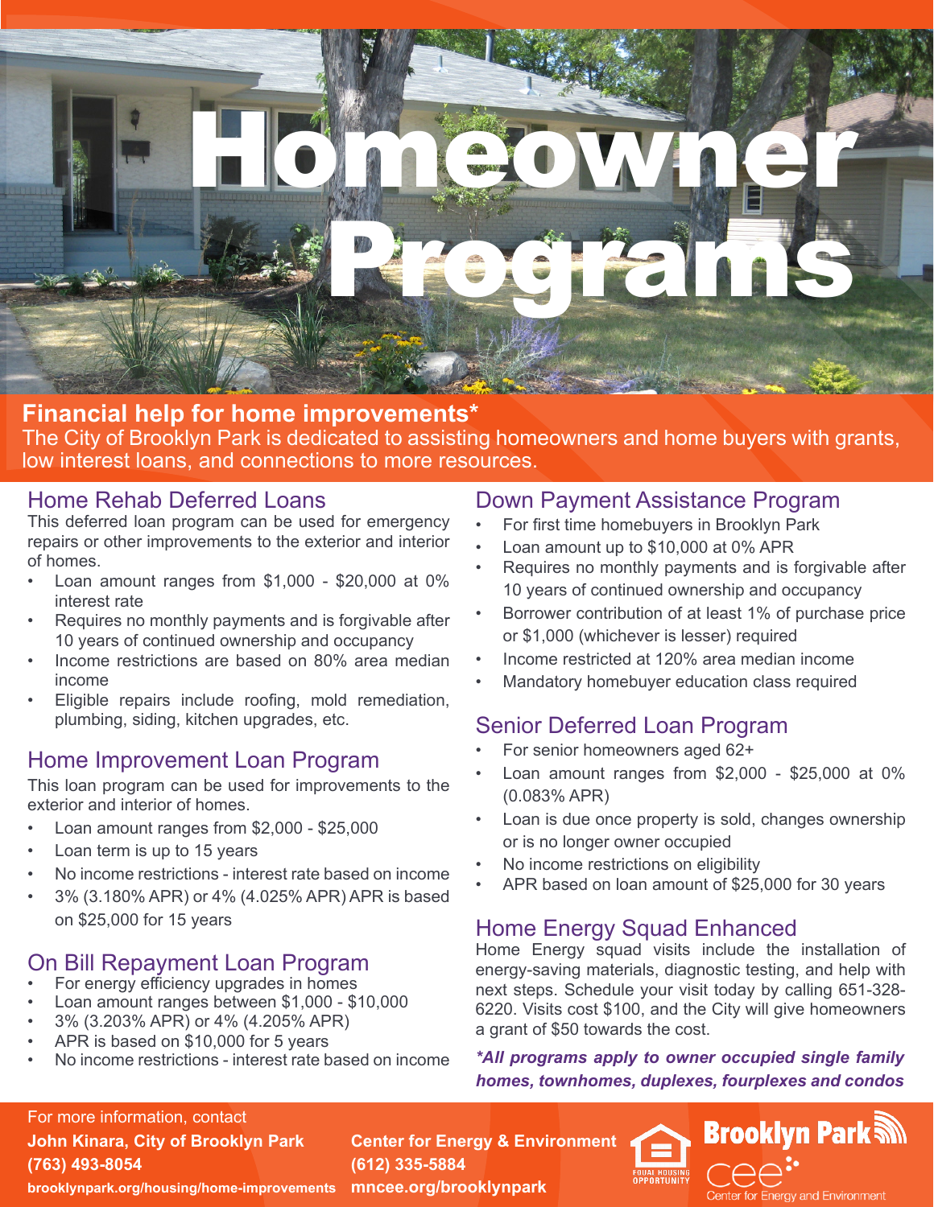# Homeowner Programs

## Financial help for home improvements*

The City of Brooklyn Park is dedicated to assisting homeowners and home buyers with grants, low interest loans, and connections to more resources.

### Home Rehab Deferred Loans

This deferred loan program can be used for emergency repairs or other improvements to the exterior and interior of homes.

- Loan amount ranges from $1,000 - $20,000 at 0% interest rate
- Requires no monthly payments and is forgivable after 10 years of continued ownership and occupancy
- Income restrictions are based on 80% area median income
- Eligible repairs include roofing, mold remediation, plumbing, siding, kitchen upgrades, etc.

### Home Improvement Loan Program

This loan program can be used for improvements to the exterior and interior of homes.

- Loan amount ranges from $2,000 - $25,000
- Loan term is up to 15 years
- No income restrictions - interest rate based on income
- 3% (3.180% APR) or 4% (4.025% APR) APR is based on $25,000 for 15 years

### On Bill Repayment Loan Program

- For energy efficiency upgrades in homes
- Loan amount ranges between $1,000 - $10,000
- 3% (3.203% APR) or 4% (4.205% APR)
- APR is based on $10,000 for 5 years
- No income restrictions - interest rate based on income

### Down Payment Assistance Program

- For first time homebuyers in Brooklyn Park
- Loan amount up to $10,000 at 0% APR
- Requires no monthly payments and is forgivable after 10 years of continued ownership and occupancy
- Borrower contribution of at least 1% of purchase price or $1,000 (whichever is lesser) required
- Income restricted at 120% area median income
- Mandatory homebuyer education class required

### Senior Deferred Loan Program

- For senior homeowners aged 62+
- Loan amount ranges from $2,000 - $25,000 at 0% (0.083% APR)
- Loan is due once property is sold, changes ownership or is no longer owner occupied
- No income restrictions on eligibility
- APR based on loan amount of $25,000 for 30 years

### Home Energy Squad Enhanced

Home Energy squad visits include the installation of energy-saving materials, diagnostic testing, and help with next steps. Schedule your visit today by calling 651-328-6220. Visits cost $100, and the City will give homeowners a grant of $50 towards the cost.

***All programs apply to owner occupied single family homes, townhomes, duplexes, fourplexes and condos***

For more information, contact

**John Kinara, City of Brooklyn Park**
**(763) 493-8054**
**brooklynpark.org/housing/home-improvements**

**Center for Energy & Environment**
**(612) 335-5884**
**mncee.org/brooklynpark**

EQUAL HOUSING OPPORTUNITY

Brooklyn Park

cee Center for Energy and Environment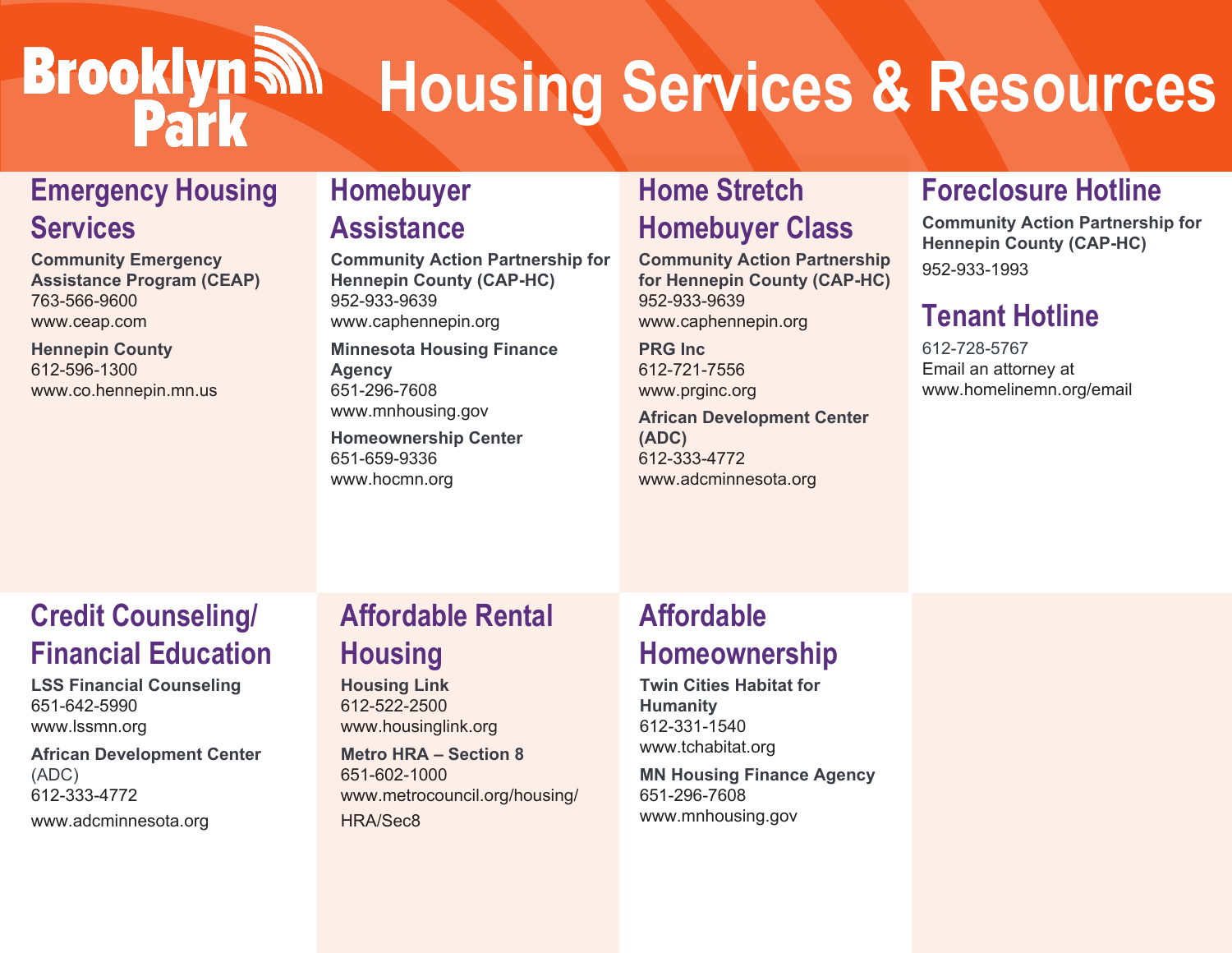# Housing Services & Resources

Brooklyn Park

## Emergency Housing Services

**Community Emergency Assistance Program (CEAP)**
763-566-9600
www.ceap.com

**Hennepin County**
612-596-1300
www.co.hennepin.mn.us

## Homebuyer Assistance

**Community Action Partnership for Hennepin County (CAP-HC)**
952-933-9639
www.caphennepin.org

**Minnesota Housing Finance Agency**
651-296-7608
www.mnhousing.gov

**Homeownership Center**
651-659-9336
www.hocmn.org

## Home Stretch Homebuyer Class

**Community Action Partnership for Hennepin County (CAP-HC)**
952-933-9639
www.caphennepin.org

**PRG Inc**
612-721-7556
www.prginc.org

**African Development Center (ADC)**
612-333-4772
www.adcminnesota.org

## Foreclosure Hotline

**Community Action Partnership for Hennepin County (CAP-HC)**
952-933-1993

## Tenant Hotline

612-728-5767
Email an attorney at
www.homelinemn.org/email

## Credit Counseling/ Financial Education

**LSS Financial Counseling**
651-642-5990
www.lssmn.org

**African Development Center** (ADC)
612-333-4772
www.adcminnesota.org

## Affordable Rental Housing

**Housing Link**
612-522-2500
www.housinglink.org

**Metro HRA – Section 8**
651-602-1000
www.metrocouncil.org/housing/HRA/Sec8

## Affordable Homeownership

**Twin Cities Habitat for Humanity**
612-331-1540
www.tchabitat.org

**MN Housing Finance Agency**
651-296-7608
www.mnhousing.gov